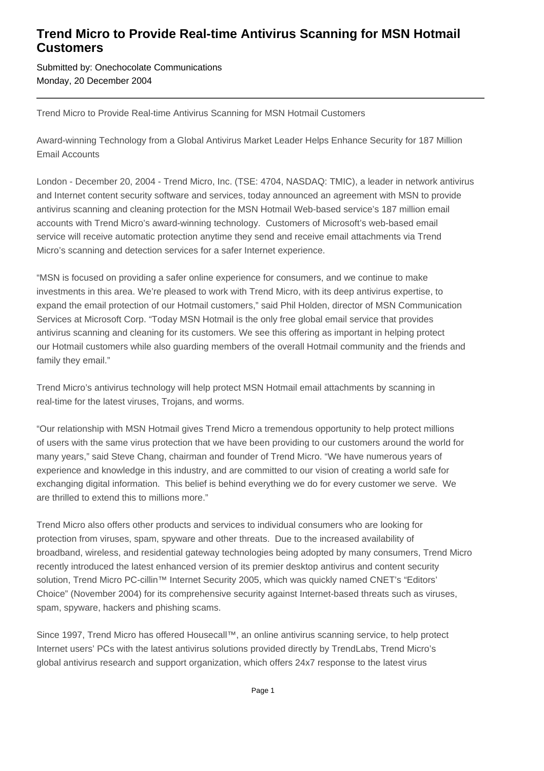# Trend Micro to Provide Real-time Antivirus Scanning for MSN Hotmail Customers

Submitted by: Onechocolate Communications
Monday, 20 December 2004

---

Trend Micro to Provide Real-time Antivirus Scanning for MSN Hotmail Customers

Award-winning Technology from a Global Antivirus Market Leader Helps Enhance Security for 187 Million Email Accounts

London - December 20, 2004 - Trend Micro, Inc. (TSE: 4704, NASDAQ: TMIC), a leader in network antivirus and Internet content security software and services, today announced an agreement with MSN to provide antivirus scanning and cleaning protection for the MSN Hotmail Web-based service's 187 million email accounts with Trend Micro's award-winning technology. Customers of Microsoft's web-based email service will receive automatic protection anytime they send and receive email attachments via Trend Micro's scanning and detection services for a safer Internet experience.

"MSN is focused on providing a safer online experience for consumers, and we continue to make investments in this area. We're pleased to work with Trend Micro, with its deep antivirus expertise, to expand the email protection of our Hotmail customers," said Phil Holden, director of MSN Communication Services at Microsoft Corp. "Today MSN Hotmail is the only free global email service that provides antivirus scanning and cleaning for its customers. We see this offering as important in helping protect our Hotmail customers while also guarding members of the overall Hotmail community and the friends and family they email."

Trend Micro's antivirus technology will help protect MSN Hotmail email attachments by scanning in real-time for the latest viruses, Trojans, and worms.

"Our relationship with MSN Hotmail gives Trend Micro a tremendous opportunity to help protect millions of users with the same virus protection that we have been providing to our customers around the world for many years," said Steve Chang, chairman and founder of Trend Micro. "We have numerous years of experience and knowledge in this industry, and are committed to our vision of creating a world safe for exchanging digital information. This belief is behind everything we do for every customer we serve. We are thrilled to extend this to millions more."

Trend Micro also offers other products and services to individual consumers who are looking for protection from viruses, spam, spyware and other threats. Due to the increased availability of broadband, wireless, and residential gateway technologies being adopted by many consumers, Trend Micro recently introduced the latest enhanced version of its premier desktop antivirus and content security solution, Trend Micro PC-cillin™ Internet Security 2005, which was quickly named CNET's "Editors' Choice" (November 2004) for its comprehensive security against Internet-based threats such as viruses, spam, spyware, hackers and phishing scams.

Since 1997, Trend Micro has offered Housecall™, an online antivirus scanning service, to help protect Internet users' PCs with the latest antivirus solutions provided directly by TrendLabs, Trend Micro's global antivirus research and support organization, which offers 24x7 response to the latest virus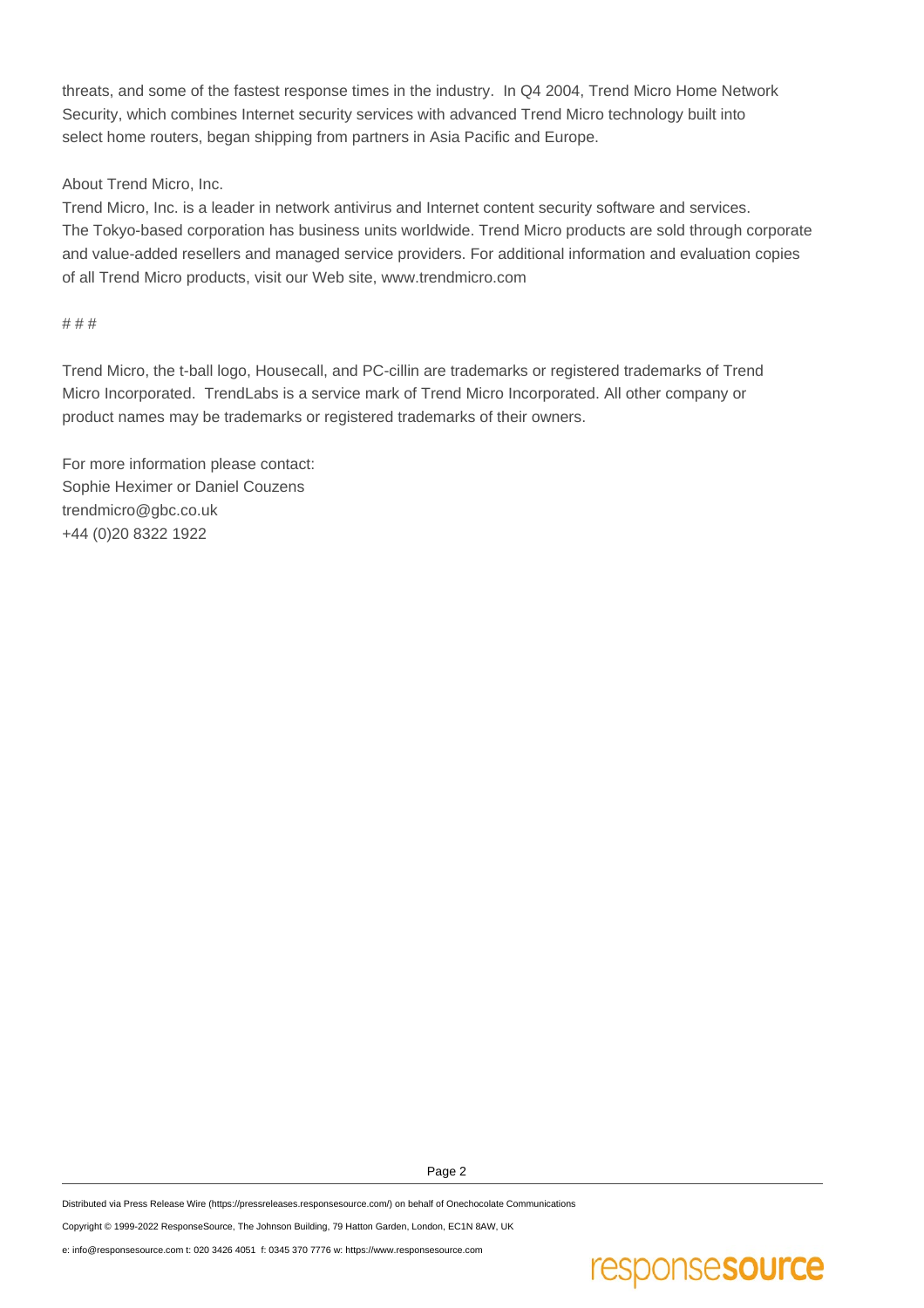threats, and some of the fastest response times in the industry. In Q4 2004, Trend Micro Home Network Security, which combines Internet security services with advanced Trend Micro technology built into select home routers, began shipping from partners in Asia Pacific and Europe.

About Trend Micro, Inc.

Trend Micro, Inc. is a leader in network antivirus and Internet content security software and services. The Tokyo-based corporation has business units worldwide. Trend Micro products are sold through corporate and value-added resellers and managed service providers. For additional information and evaluation copies of all Trend Micro products, visit our Web site, www.trendmicro.com

# # #

Trend Micro, the t-ball logo, Housecall, and PC-cillin are trademarks or registered trademarks of Trend Micro Incorporated. TrendLabs is a service mark of Trend Micro Incorporated. All other company or product names may be trademarks or registered trademarks of their owners.

For more information please contact:
Sophie Heximer or Daniel Couzens
trendmicro@gbc.co.uk
+44 (0)20 8322 1922